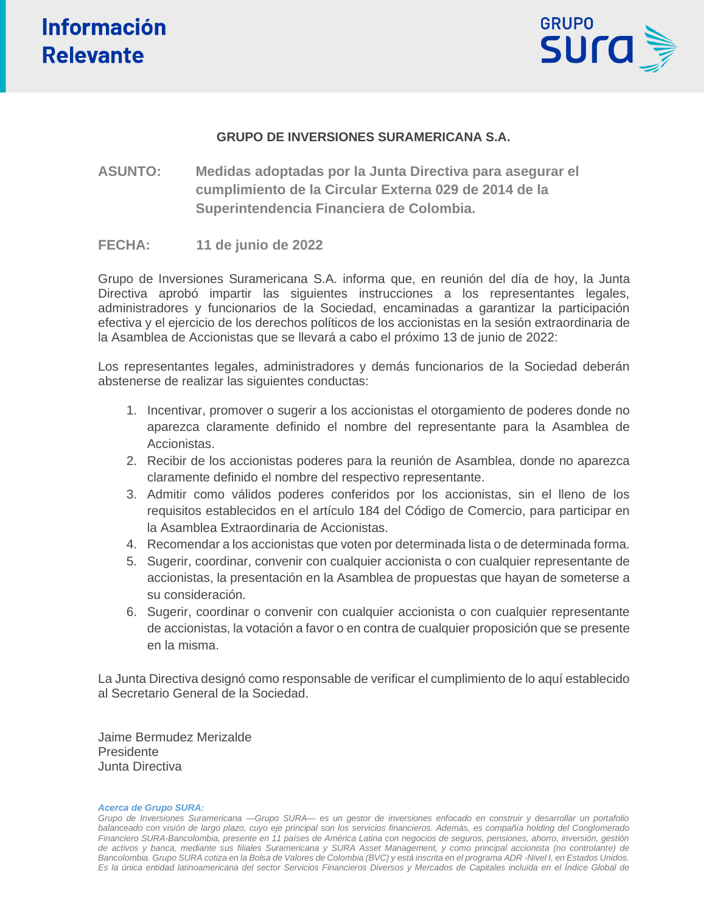# Información Relevante

**GRUPO DE INVERSIONES SURAMERICANA S.A.**

**ASUNTO:** **Medidas adoptadas por la Junta Directiva para asegurar el cumplimiento de la Circular Externa 029 de 2014 de la Superintendencia Financiera de Colombia.**

**FECHA:** **11 de junio de 2022**

Grupo de Inversiones Suramericana S.A. informa que, en reunión del día de hoy, la Junta Directiva aprobó impartir las siguientes instrucciones a los representantes legales, administradores y funcionarios de la Sociedad, encaminadas a garantizar la participación efectiva y el ejercicio de los derechos políticos de los accionistas en la sesión extraordinaria de la Asamblea de Accionistas que se llevará a cabo el próximo 13 de junio de 2022:

Los representantes legales, administradores y demás funcionarios de la Sociedad deberán abstenerse de realizar las siguientes conductas:

1. Incentivar, promover o sugerir a los accionistas el otorgamiento de poderes donde no aparezca claramente definido el nombre del representante para la Asamblea de Accionistas.
2. Recibir de los accionistas poderes para la reunión de Asamblea, donde no aparezca claramente definido el nombre del respectivo representante.
3. Admitir como válidos poderes conferidos por los accionistas, sin el lleno de los requisitos establecidos en el artículo 184 del Código de Comercio, para participar en la Asamblea Extraordinaria de Accionistas.
4. Recomendar a los accionistas que voten por determinada lista o de determinada forma.
5. Sugerir, coordinar, convenir con cualquier accionista o con cualquier representante de accionistas, la presentación en la Asamblea de propuestas que hayan de someterse a su consideración.
6. Sugerir, coordinar o convenir con cualquier accionista o con cualquier representante de accionistas, la votación a favor o en contra de cualquier proposición que se presente en la misma.

La Junta Directiva designó como responsable de verificar el cumplimiento de lo aquí establecido al Secretario General de la Sociedad.

Jaime Bermudez Merizalde
Presidente
Junta Directiva

***Acerca de Grupo SURA:***

*Grupo de Inversiones Suramericana —Grupo SURA— es un gestor de inversiones enfocado en construir y desarrollar un portafolio balanceado con visión de largo plazo, cuyo eje principal son los servicios financieros. Además, es compañía holding del Conglomerado Financiero SURA-Bancolombia, presente en 11 países de América Latina con negocios de seguros, pensiones, ahorro, inversión, gestión de activos y banca, mediante sus filiales Suramericana y SURA Asset Management, y como principal accionista (no controlante) de Bancolombia. Grupo SURA cotiza en la Bolsa de Valores de Colombia (BVC) y está inscrita en el programa ADR -Nivel I, en Estados Unidos. Es la única entidad latinoamericana del sector Servicios Financieros Diversos y Mercados de Capitales incluida en el Índice Global de*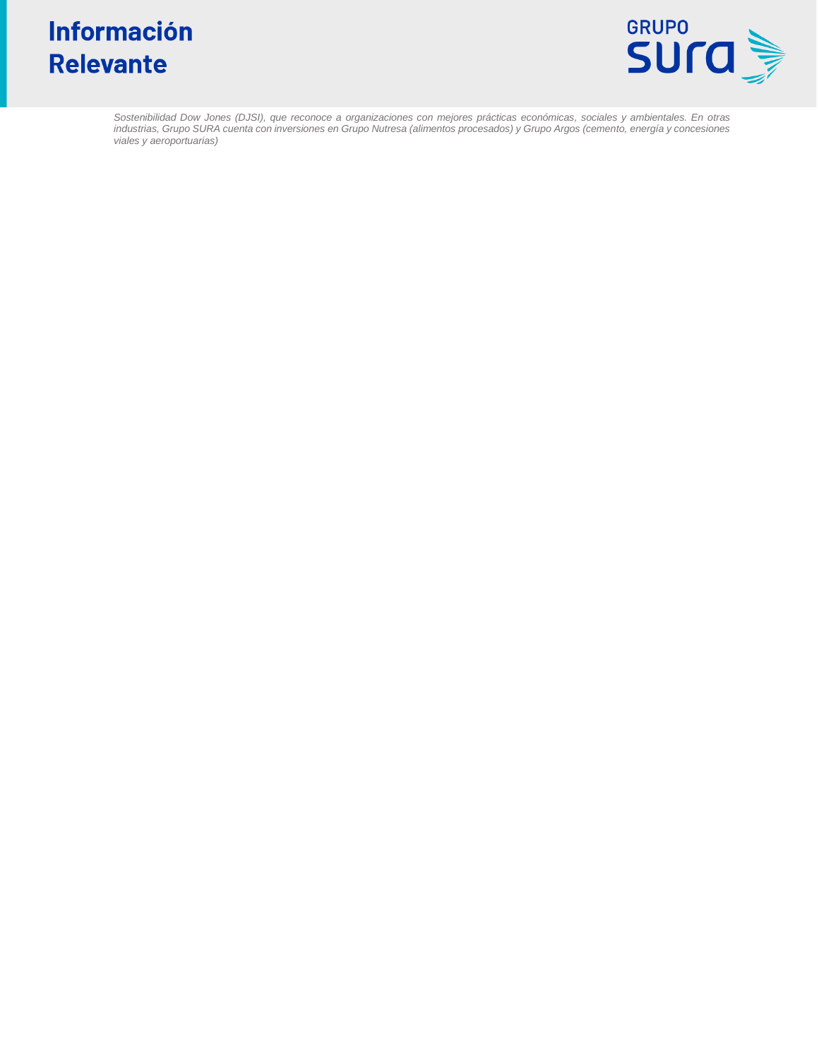*Sostenibilidad Dow Jones (DJSI), que reconoce a organizaciones con mejores prácticas económicas, sociales y ambientales. En otras industrias, Grupo SURA cuenta con inversiones en Grupo Nutresa (alimentos procesados) y Grupo Argos (cemento, energía y concesiones viales y aeroportuarias)*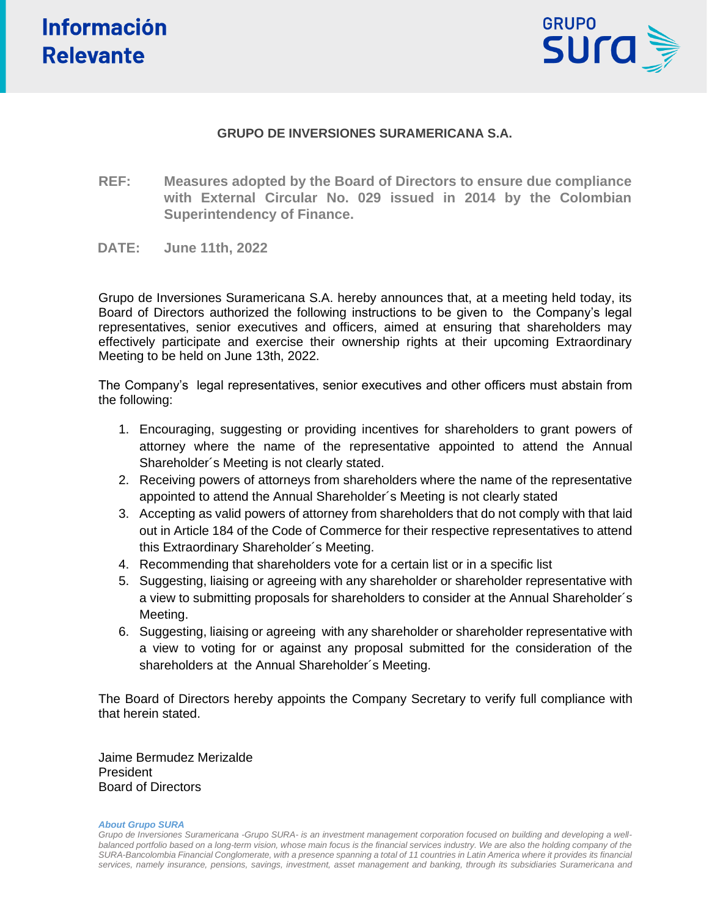# Información Relevante

**GRUPO DE INVERSIONES SURAMERICANA S.A.**

**REF:** **Measures adopted by the Board of Directors to ensure due compliance with External Circular No. 029 issued in 2014 by the Colombian Superintendency of Finance.**

**DATE:** **June 11th, 2022**

Grupo de Inversiones Suramericana S.A. hereby announces that, at a meeting held today, its Board of Directors authorized the following instructions to be given to the Company's legal representatives, senior executives and officers, aimed at ensuring that shareholders may effectively participate and exercise their ownership rights at their upcoming Extraordinary Meeting to be held on June 13th, 2022.

The Company's legal representatives, senior executives and other officers must abstain from the following:

1. Encouraging, suggesting or providing incentives for shareholders to grant powers of attorney where the name of the representative appointed to attend the Annual Shareholder´s Meeting is not clearly stated.
2. Receiving powers of attorneys from shareholders where the name of the representative appointed to attend the Annual Shareholder´s Meeting is not clearly stated
3. Accepting as valid powers of attorney from shareholders that do not comply with that laid out in Article 184 of the Code of Commerce for their respective representatives to attend this Extraordinary Shareholder´s Meeting.
4. Recommending that shareholders vote for a certain list or in a specific list
5. Suggesting, liaising or agreeing with any shareholder or shareholder representative with a view to submitting proposals for shareholders to consider at the Annual Shareholder´s Meeting.
6. Suggesting, liaising or agreeing with any shareholder or shareholder representative with a view to voting for or against any proposal submitted for the consideration of the shareholders at the Annual Shareholder´s Meeting.

The Board of Directors hereby appoints the Company Secretary to verify full compliance with that herein stated.

Jaime Bermudez Merizalde
President
Board of Directors

***About Grupo SURA***

*Grupo de Inversiones Suramericana -Grupo SURA- is an investment management corporation focused on building and developing a well-balanced portfolio based on a long-term vision, whose main focus is the financial services industry. We are also the holding company of the SURA-Bancolombia Financial Conglomerate, with a presence spanning a total of 11 countries in Latin America where it provides its financial services, namely insurance, pensions, savings, investment, asset management and banking, through its subsidiaries Suramericana and*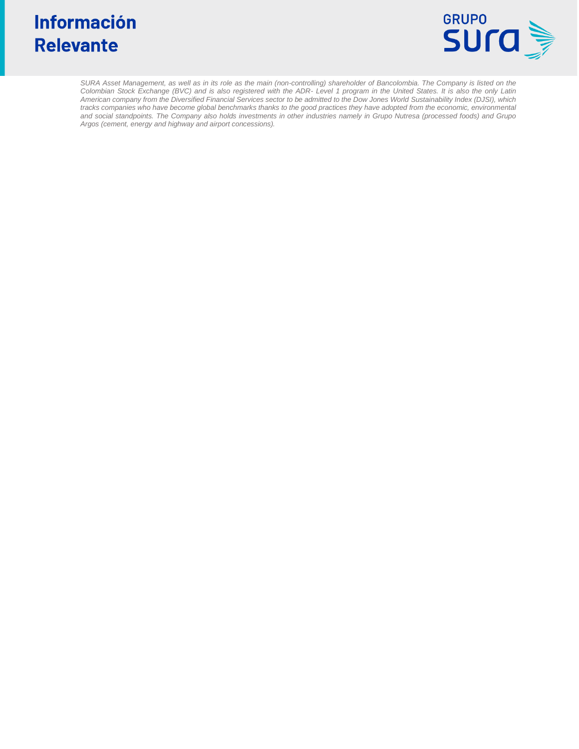*SURA Asset Management, as well as in its role as the main (non-controlling) shareholder of Bancolombia. The Company is listed on the Colombian Stock Exchange (BVC) and is also registered with the ADR- Level 1 program in the United States. It is also the only Latin American company from the Diversified Financial Services sector to be admitted to the Dow Jones World Sustainability Index (DJSI), which tracks companies who have become global benchmarks thanks to the good practices they have adopted from the economic, environmental and social standpoints. The Company also holds investments in other industries namely in Grupo Nutresa (processed foods) and Grupo Argos (cement, energy and highway and airport concessions).*